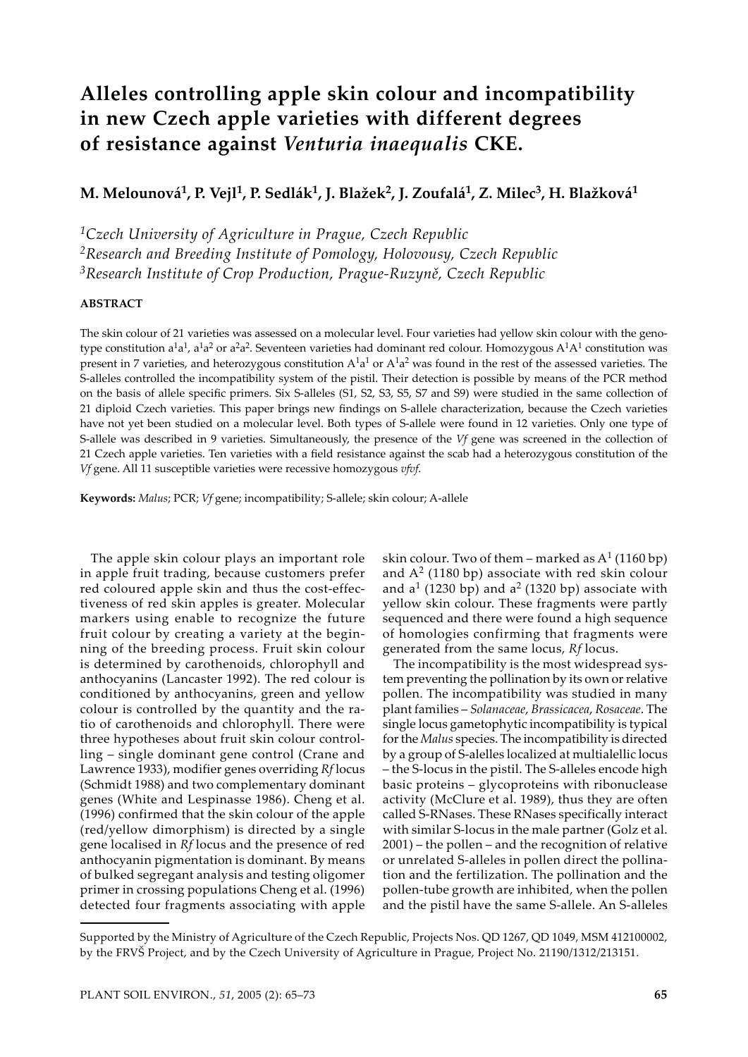# Alleles controlling apple skin colour and incompatibility in new Czech apple varieties with different degrees of resistance against *Venturia inaequalis* CKE.

**M. Melounová[1], P. Vejl[1], P. Sedlák[1], J. Blažek[2], J. Zoufalá[1], Z. Milec[3], H. Blažková[1]**

[1]*Czech University of Agriculture in Prague, Czech Republic*
[2]*Research and Breeding Institute of Pomology, Holovousy, Czech Republic*
[3]*Research Institute of Crop Production, Prague-Ruzyně, Czech Republic*

**ABSTRACT**

The skin colour of 21 varieties was assessed on a molecular level. Four varieties had yellow skin colour with the genotype constitution $a^1a^1$, $a^1a^2$ or $a^2a^2$. Seventeen varieties had dominant red colour. Homozygous $A^1A^1$ constitution was present in 7 varieties, and heterozygous constitution $A^1a^1$ or $A^1a^2$ was found in the rest of the assessed varieties. The S-alleles controlled the incompatibility system of the pistil. Their detection is possible by means of the PCR method on the basis of allele specific primers. Six S-alleles (S1, S2, S3, S5, S7 and S9) were studied in the same collection of 21 diploid Czech varieties. This paper brings new findings on S-allele characterization, because the Czech varieties have not yet been studied on a molecular level. Both types of S-allele were found in 12 varieties. Only one type of S-allele was described in 9 varieties. Simultaneously, the presence of the *Vf* gene was screened in the collection of 21 Czech apple varieties. Ten varieties with a field resistance against the scab had a heterozygous constitution of the *Vf* gene. All 11 susceptible varieties were recessive homozygous *vfvf*.

**Keywords:** *Malus*; PCR; *Vf* gene; incompatibility; S-allele; skin colour; A-allele

The apple skin colour plays an important role in apple fruit trading, because customers prefer red coloured apple skin and thus the cost-effectiveness of red skin apples is greater. Molecular markers using enable to recognize the future fruit colour by creating a variety at the beginning of the breeding process. Fruit skin colour is determined by carothenoids, chlorophyll and anthocyanins (Lancaster 1992). The red colour is conditioned by anthocyanins, green and yellow colour is controlled by the quantity and the ratio of carothenoids and chlorophyll. There were three hypotheses about fruit skin colour controlling – single dominant gene control (Crane and Lawrence 1933), modifier genes overriding *Rf* locus (Schmidt 1988) and two complementary dominant genes (White and Lespinasse 1986). Cheng et al. (1996) confirmed that the skin colour of the apple (red/yellow dimorphism) is directed by a single gene localised in *Rf* locus and the presence of red anthocyanin pigmentation is dominant. By means of bulked segregant analysis and testing oligomer primer in crossing populations Cheng et al. (1996) detected four fragments associating with apple skin colour. Two of them – marked as $A^1$ (1160 bp) and $A^2$ (1180 bp) associate with red skin colour and $a^1$ (1230 bp) and $a^2$ (1320 bp) associate with yellow skin colour. These fragments were partly sequenced and there were found a high sequence of homologies confirming that fragments were generated from the same locus, *Rf* locus.

The incompatibility is the most widespread system preventing the pollination by its own or relative pollen. The incompatibility was studied in many plant families – *Solanaceae*, *Brassicacea*, *Rosaceae*. The single locus gametophytic incompatibility is typical for the *Malus* species. The incompatibility is directed by a group of S-alelles localized at multialellic locus – the S-locus in the pistil. The S-alleles encode high basic proteins – glycoproteins with ribonuclease activity (McClure et al. 1989), thus they are often called S-RNases. These RNases specifically interact with similar S-locus in the male partner (Golz et al. 2001) – the pollen – and the recognition of relative or unrelated S-alleles in pollen direct the pollination and the fertilization. The pollination and the pollen-tube growth are inhibited, when the pollen and the pistil have the same S-allele. An S-alleles

Supported by the Ministry of Agriculture of the Czech Republic, Projects Nos. QD 1267, QD 1049, MSM 412100002, by the FRVŠ Project, and by the Czech University of Agriculture in Prague, Project No. 21190/1312/213151.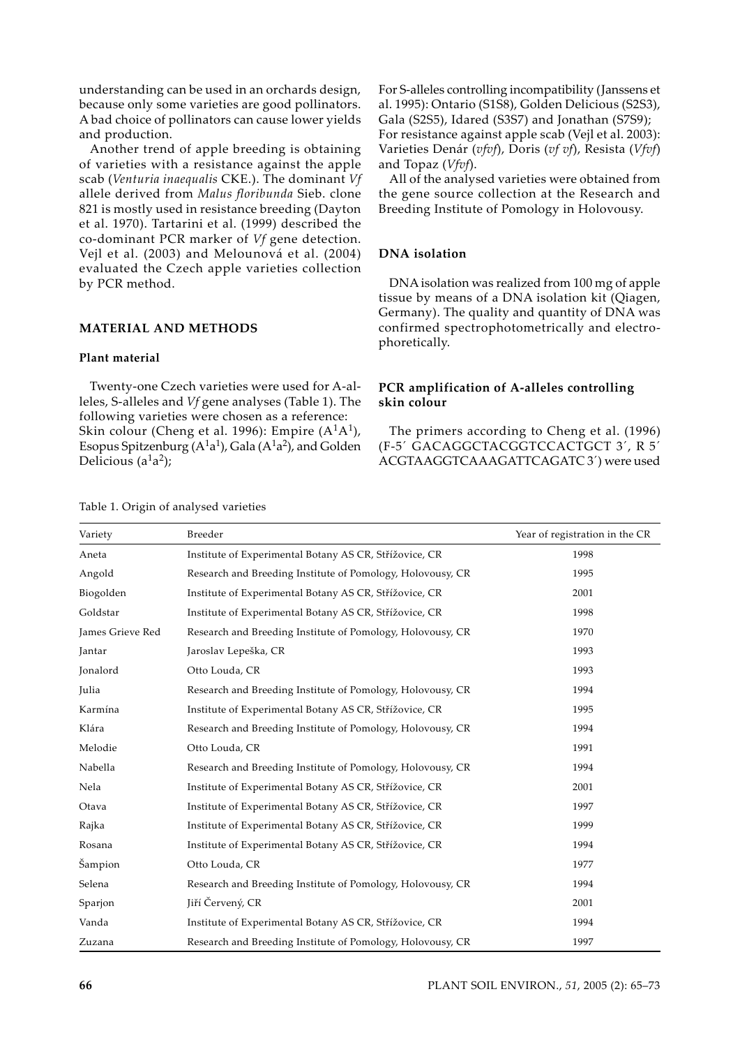understanding can be used in an orchards design, because only some varieties are good pollinators. A bad choice of pollinators can cause lower yields and production.

Another trend of apple breeding is obtaining of varieties with a resistance against the apple scab (*Venturia inaequalis* CKE.). The dominant *Vf* allele derived from *Malus floribunda* Sieb. clone 821 is mostly used in resistance breeding (Dayton et al. 1970). Tartarini et al. (1999) described the co-dominant PCR marker of *Vf* gene detection. Vejl et al. (2003) and Melounová et al. (2004) evaluated the Czech apple varieties collection by PCR method.

## MATERIAL AND METHODS

### Plant material

Twenty-one Czech varieties were used for A-alleles, S-alleles and *Vf* gene analyses (Table 1). The following varieties were chosen as a reference: Skin colour (Cheng et al. 1996): Empire ($A^1A^1$), Esopus Spitzenburg ($A^1a^1$), Gala ($A^1a^2$), and Golden Delicious ($a^1a^2$);

For S-alleles controlling incompatibility (Janssens et al. 1995): Ontario (S1S8), Golden Delicious (S2S3), Gala (S2S5), Idared (S3S7) and Jonathan (S7S9);
For resistance against apple scab (Vejl et al. 2003): Varieties Denár (*vfvf*), Doris (*vf vf*), Resista (*Vfvf*) and Topaz (*Vfvf*).

All of the analysed varieties were obtained from the gene source collection at the Research and Breeding Institute of Pomology in Holovousy.

### DNA isolation

DNA isolation was realized from 100 mg of apple tissue by means of a DNA isolation kit (Qiagen, Germany). The quality and quantity of DNA was confirmed spectrophotometrically and electrophoretically.

### PCR amplification of A-alleles controlling skin colour

The primers according to Cheng et al. (1996) (F-5´ GACAGGCTACGGTCCACTGCT 3´, R 5´ ACGTAAGGTCAAAGATTCAGATC 3´) were used

Table 1. Origin of analysed varieties

| Variety | Breeder | Year of registration in the CR |
|---|---|---|
| Aneta | Institute of Experimental Botany AS CR, Střížovice, CR | 1998 |
| Angold | Research and Breeding Institute of Pomology, Holovousy, CR | 1995 |
| Biogolden | Institute of Experimental Botany AS CR, Střížovice, CR | 2001 |
| Goldstar | Institute of Experimental Botany AS CR, Střížovice, CR | 1998 |
| James Grieve Red | Research and Breeding Institute of Pomology, Holovousy, CR | 1970 |
| Jantar | Jaroslav Lepeška, CR | 1993 |
| Jonalord | Otto Louda, CR | 1993 |
| Julia | Research and Breeding Institute of Pomology, Holovousy, CR | 1994 |
| Karmína | Institute of Experimental Botany AS CR, Střížovice, CR | 1995 |
| Klára | Research and Breeding Institute of Pomology, Holovousy, CR | 1994 |
| Melodie | Otto Louda, CR | 1991 |
| Nabella | Research and Breeding Institute of Pomology, Holovousy, CR | 1994 |
| Nela | Institute of Experimental Botany AS CR, Střížovice, CR | 2001 |
| Otava | Institute of Experimental Botany AS CR, Střížovice, CR | 1997 |
| Rajka | Institute of Experimental Botany AS CR, Střížovice, CR | 1999 |
| Rosana | Institute of Experimental Botany AS CR, Střížovice, CR | 1994 |
| Šampion | Otto Louda, CR | 1977 |
| Selena | Research and Breeding Institute of Pomology, Holovousy, CR | 1994 |
| Sparjon | Jiří Červený, CR | 2001 |
| Vanda | Institute of Experimental Botany AS CR, Střížovice, CR | 1994 |
| Zuzana | Research and Breeding Institute of Pomology, Holovousy, CR | 1997 |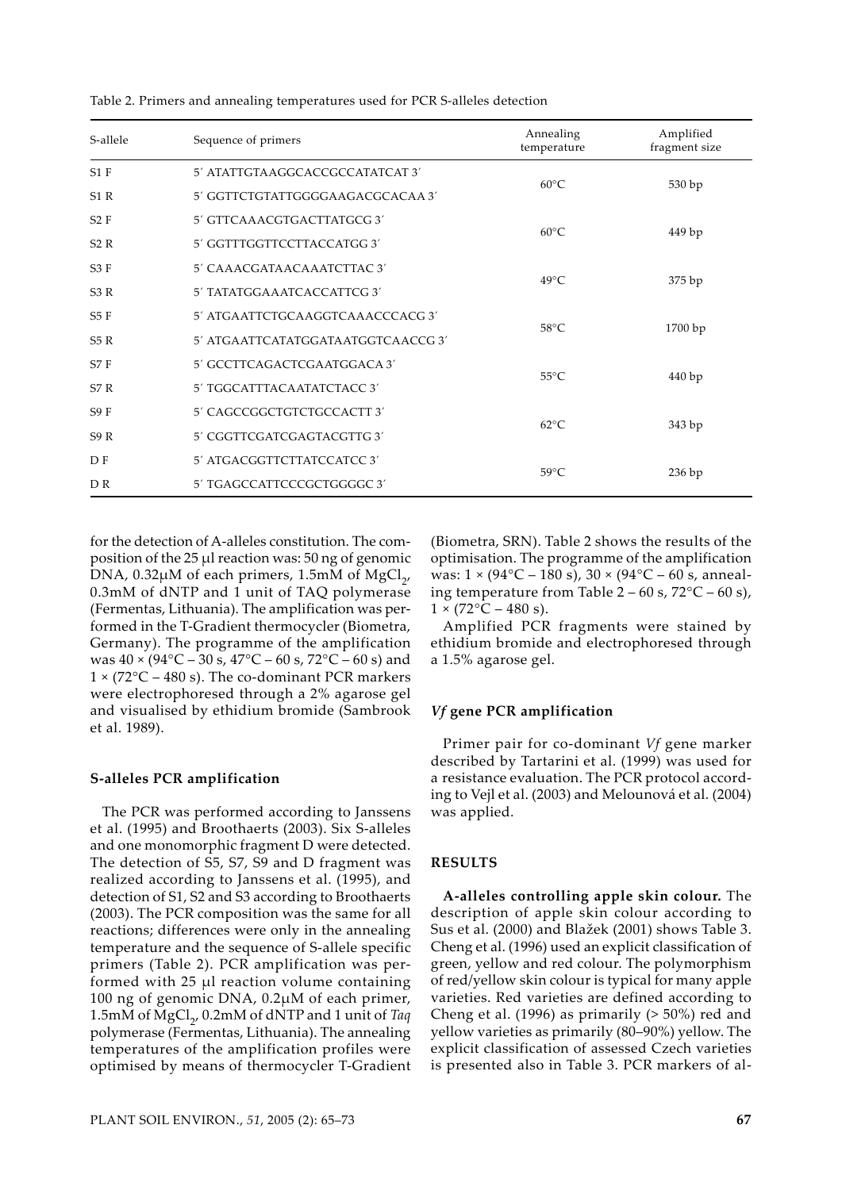Table 2. Primers and annealing temperatures used for PCR S-alleles detection

| S-allele | Sequence of primers | Annealing temperature | Amplified fragment size |
|---|---|---|---|
| S1 F | 5′ ATATTGTAAGGCACCGCCATATCAT 3′ | 60°C | 530 bp |
| S1 R | 5′ GGTTCTGTATTGGGGAAGACGCACAA 3′ | | |
| S2 F | 5′ GTTCAAACGTGACTTATGCG 3′ | 60°C | 449 bp |
| S2 R | 5′ GGTTTGGTTCCTTACCATGG 3′ | | |
| S3 F | 5′ CAAACGATAACAAATCTTAC 3′ | 49°C | 375 bp |
| S3 R | 5′ TATATGGAAATCACCATTCG 3′ | | |
| S5 F | 5′ ATGAATTCTGCAAGGTCAAACCCACG 3′ | 58°C | 1700 bp |
| S5 R | 5′ ATGAATTCATATGGATAATGGTCAACCG 3′ | | |
| S7 F | 5′ GCCTTCAGACTCGAATGGACA 3′ | 55°C | 440 bp |
| S7 R | 5′ TGGCATTTACAATATCTACC 3′ | | |
| S9 F | 5′ CAGCCGGCTGTCTGCCACTT 3′ | 62°C | 343 bp |
| S9 R | 5′ CGGTTCGATCGAGTACGTTG 3′ | | |
| D F | 5′ ATGACGGTTCTTATCCATCC 3′ | 59°C | 236 bp |
| D R | 5′ TGAGCCATTCCCGCTGGGGC 3′ | | |

for the detection of A-alleles constitution. The composition of the 25 µl reaction was: 50 ng of genomic DNA, 0.32µM of each primers, 1.5mM of $MgCl_2$, 0.3mM of dNTP and 1 unit of TAQ polymerase (Fermentas, Lithuania). The amplification was performed in the T-Gradient thermocycler (Biometra, Germany). The programme of the amplification was 40 × (94°C – 30 s, 47°C – 60 s, 72°C – 60 s) and 1 × (72°C – 480 s). The co-dominant PCR markers were electrophoresed through a 2% agarose gel and visualised by ethidium bromide (Sambrook et al. 1989).

### S-alleles PCR amplification

The PCR was performed according to Janssens et al. (1995) and Broothaerts (2003). Six S-alleles and one monomorphic fragment D were detected. The detection of S5, S7, S9 and D fragment was realized according to Janssens et al. (1995), and detection of S1, S2 and S3 according to Broothaerts (2003). The PCR composition was the same for all reactions; differences were only in the annealing temperature and the sequence of S-allele specific primers (Table 2). PCR amplification was performed with 25 µl reaction volume containing 100 ng of genomic DNA, 0.2µM of each primer, 1.5mM of $MgCl_2$, 0.2mM of dNTP and 1 unit of *Taq* polymerase (Fermentas, Lithuania). The annealing temperatures of the amplification profiles were optimised by means of thermocycler T-Gradient (Biometra, SRN). Table 2 shows the results of the optimisation. The programme of the amplification was: 1 × (94°C – 180 s), 30 × (94°C – 60 s, annealing temperature from Table 2 – 60 s, 72°C – 60 s), 1 × (72°C – 480 s).

Amplified PCR fragments were stained by ethidium bromide and electrophoresed through a 1.5% agarose gel.

### *Vf* gene PCR amplification

Primer pair for co-dominant *Vf* gene marker described by Tartarini et al. (1999) was used for a resistance evaluation. The PCR protocol according to Vejl et al. (2003) and Melounová et al. (2004) was applied.

## RESULTS

**A-alleles controlling apple skin colour.** The description of apple skin colour according to Sus et al. (2000) and Blažek (2001) shows Table 3. Cheng et al. (1996) used an explicit classification of green, yellow and red colour. The polymorphism of red/yellow skin colour is typical for many apple varieties. Red varieties are defined according to Cheng et al. (1996) as primarily (> 50%) red and yellow varieties as primarily (80–90%) yellow. The explicit classification of assessed Czech varieties is presented also in Table 3. PCR markers of al-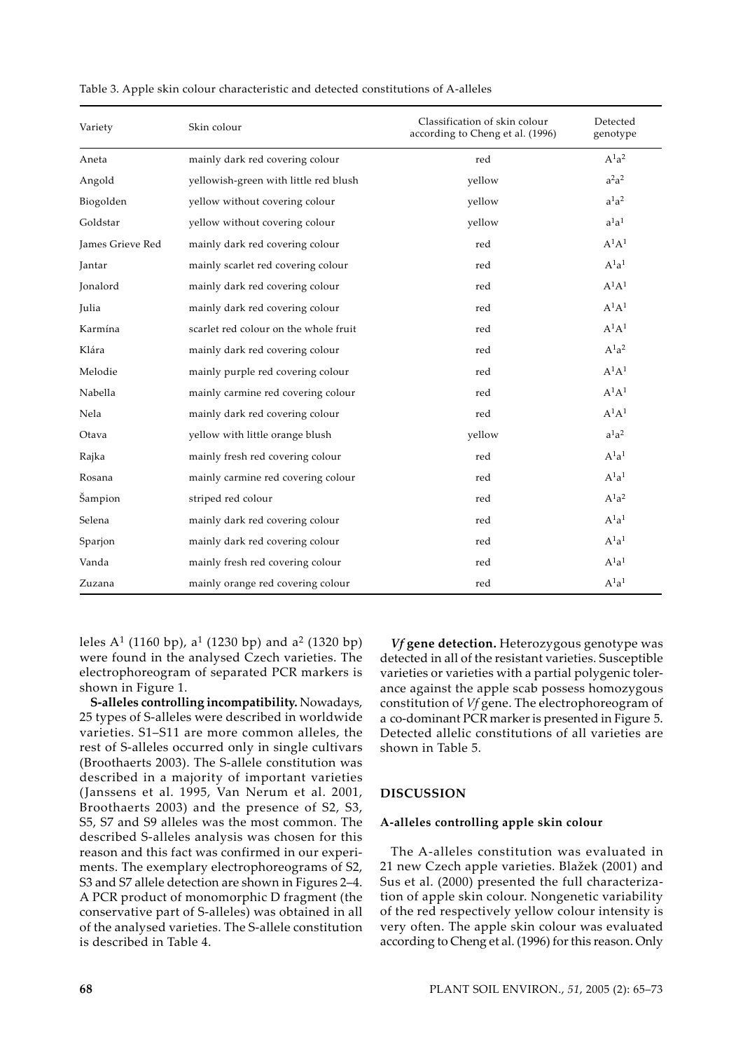Table 3. Apple skin colour characteristic and detected constitutions of A-alleles

| Variety | Skin colour | Classification of skin colour according to Cheng et al. (1996) | Detected genotype |
|---|---|---|---|
| Aneta | mainly dark red covering colour | red | $A^1a^2$ |
| Angold | yellowish-green with little red blush | yellow | $a^2a^2$ |
| Biogolden | yellow without covering colour | yellow | $a^1a^2$ |
| Goldstar | yellow without covering colour | yellow | $a^1a^1$ |
| James Grieve Red | mainly dark red covering colour | red | $A^1A^1$ |
| Jantar | mainly scarlet red covering colour | red | $A^1a^1$ |
| Jonalord | mainly dark red covering colour | red | $A^1A^1$ |
| Julia | mainly dark red covering colour | red | $A^1A^1$ |
| Karmína | scarlet red colour on the whole fruit | red | $A^1A^1$ |
| Klára | mainly dark red covering colour | red | $A^1a^2$ |
| Melodie | mainly purple red covering colour | red | $A^1A^1$ |
| Nabella | mainly carmine red covering colour | red | $A^1A^1$ |
| Nela | mainly dark red covering colour | red | $A^1A^1$ |
| Otava | yellow with little orange blush | yellow | $a^1a^2$ |
| Rajka | mainly fresh red covering colour | red | $A^1a^1$ |
| Rosana | mainly carmine red covering colour | red | $A^1a^1$ |
| Šampion | striped red colour | red | $A^1a^2$ |
| Selena | mainly dark red covering colour | red | $A^1a^1$ |
| Sparjon | mainly dark red covering colour | red | $A^1a^1$ |
| Vanda | mainly fresh red covering colour | red | $A^1a^1$ |
| Zuzana | mainly orange red covering colour | red | $A^1a^1$ |

leles $A^1$ (1160 bp), $a^1$ (1230 bp) and $a^2$ (1320 bp) were found in the analysed Czech varieties. The electrophoreogram of separated PCR markers is shown in Figure 1.

**S-alleles controlling incompatibility.** Nowadays, 25 types of S-alleles were described in worldwide varieties. S1–S11 are more common alleles, the rest of S-alleles occurred only in single cultivars (Broothaerts 2003). The S-allele constitution was described in a majority of important varieties (Janssens et al. 1995, Van Nerum et al. 2001, Broothaerts 2003) and the presence of S2, S3, S5, S7 and S9 alleles was the most common. The described S-alleles analysis was chosen for this reason and this fact was confirmed in our experiments. The exemplary electrophoreograms of S2, S3 and S7 allele detection are shown in Figures 2–4. A PCR product of monomorphic D fragment (the conservative part of S-alleles) was obtained in all of the analysed varieties. The S-allele constitution is described in Table 4.

***Vf* gene detection.** Heterozygous genotype was detected in all of the resistant varieties. Susceptible varieties or varieties with a partial polygenic tolerance against the apple scab possess homozygous constitution of *Vf* gene. The electrophoreogram of a co-dominant PCR marker is presented in Figure 5. Detected allelic constitutions of all varieties are shown in Table 5.

## DISCUSSION

### A-alleles controlling apple skin colour

The A-alleles constitution was evaluated in 21 new Czech apple varieties. Blažek (2001) and Sus et al. (2000) presented the full characterization of apple skin colour. Nongenetic variability of the red respectively yellow colour intensity is very often. The apple skin colour was evaluated according to Cheng et al. (1996) for this reason. Only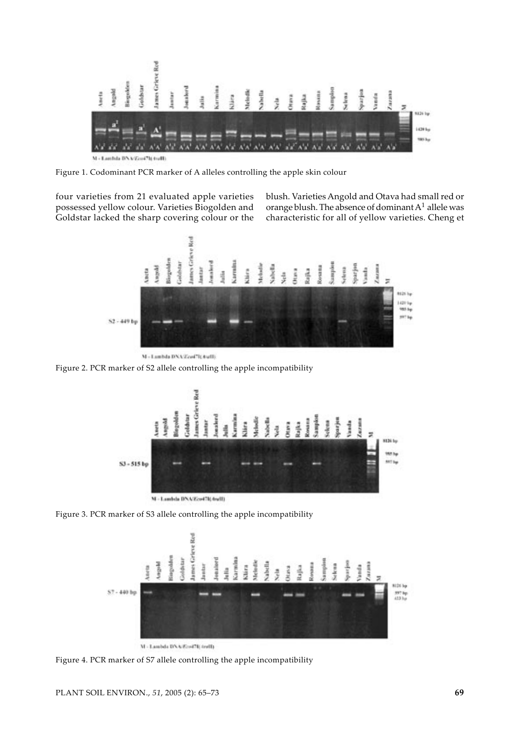Figure 1. Codominant PCR marker of A alleles controlling the apple skin colour

four varieties from 21 evaluated apple varieties possessed yellow colour. Varieties Biogolden and Goldstar lacked the sharp covering colour or the blush. Varieties Angold and Otava had small red or orange blush. The absence of dominant $A^1$ allele was characteristic for all of yellow varieties. Cheng et

Figure 2. PCR marker of S2 allele controlling the apple incompatibility

Figure 3. PCR marker of S3 allele controlling the apple incompatibility

Figure 4. PCR marker of S7 allele controlling the apple incompatibility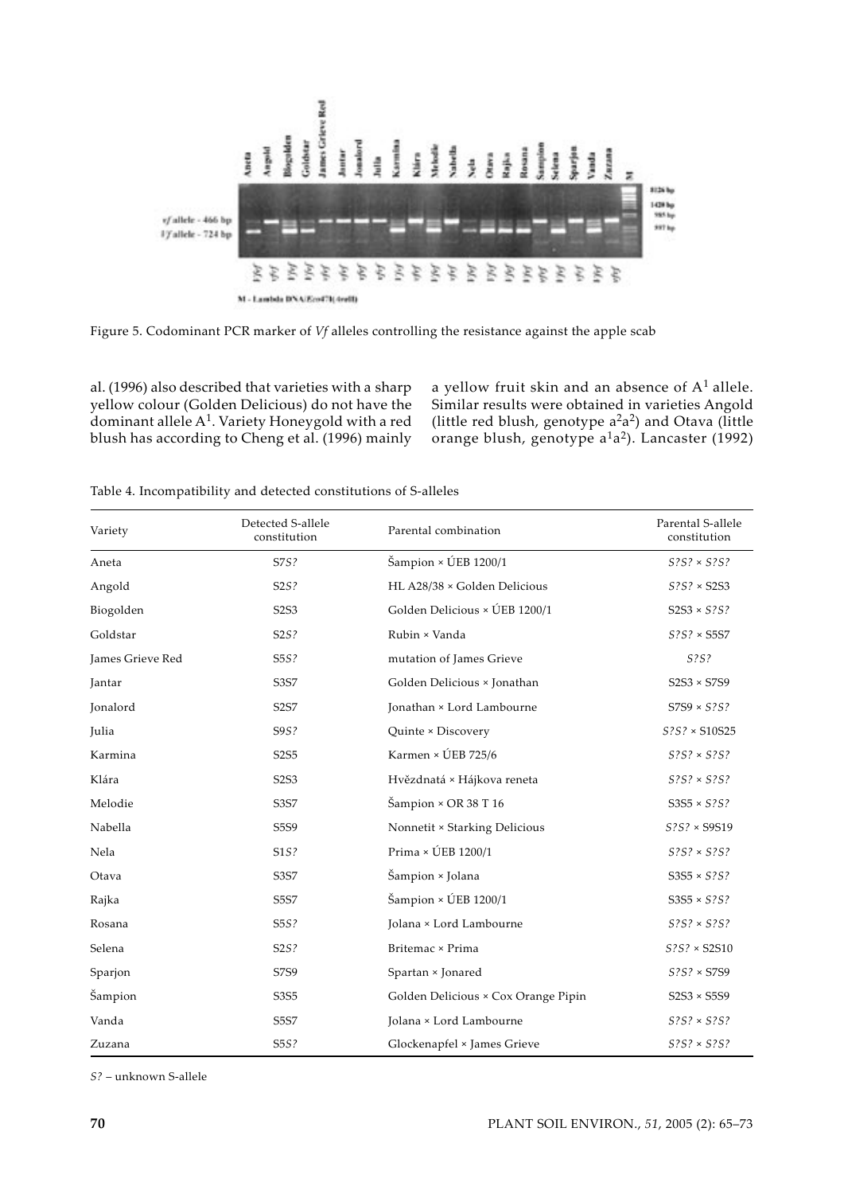Figure 5. Codominant PCR marker of *Vf* alleles controlling the resistance against the apple scab

al. (1996) also described that varieties with a sharp yellow colour (Golden Delicious) do not have the dominant allele $A^1$. Variety Honeygold with a red blush has according to Cheng et al. (1996) mainly a yellow fruit skin and an absence of $A^1$ allele. Similar results were obtained in varieties Angold (little red blush, genotype $a^2a^2$) and Otava (little orange blush, genotype $a^1a^2$). Lancaster (1992)

Table 4. Incompatibility and detected constitutions of S-alleles

| Variety | Detected S-allele constitution | Parental combination | Parental S-allele constitution |
|---|---|---|---|
| Aneta | S7*S?* | Šampion × ÚEB 1200/1 | *S?S?* × *S?S?* |
| Angold | S2*S?* | HL A28/38 × Golden Delicious | *S?S?* × S2S3 |
| Biogolden | S2S3 | Golden Delicious × ÚEB 1200/1 | S2S3 × *S?S?* |
| Goldstar | S2*S?* | Rubin × Vanda | *S?S?* × S5S7 |
| James Grieve Red | S5*S?* | mutation of James Grieve | *S?S?* |
| Jantar | S3S7 | Golden Delicious × Jonathan | S2S3 × S7S9 |
| Jonalord | S2S7 | Jonathan × Lord Lambourne | S7S9 × *S?S?* |
| Julia | S9*S?* | Quinte × Discovery | *S?S?* × S10S25 |
| Karmina | S2S5 | Karmen × ÚEB 725/6 | *S?S?* × *S?S?* |
| Klára | S2S3 | Hvězdnatá × Hájkova reneta | *S?S?* × *S?S?* |
| Melodie | S3S7 | Šampion × OR 38 T 16 | S3S5 × *S?S?* |
| Nabella | S5S9 | Nonnetit × Starking Delicious | *S?S?* × S9S19 |
| Nela | S1*S?* | Prima × ÚEB 1200/1 | *S?S?* × *S?S?* |
| Otava | S3S7 | Šampion × Jolana | S3S5 × *S?S?* |
| Rajka | S5S7 | Šampion × ÚEB 1200/1 | S3S5 × *S?S?* |
| Rosana | S5*S?* | Jolana × Lord Lambourne | *S?S?* × *S?S?* |
| Selena | S2*S?* | Britemac × Prima | *S?S?* × S2S10 |
| Sparjon | S7S9 | Spartan × Jonared | *S?S?* × S7S9 |
| Šampion | S3S5 | Golden Delicious × Cox Orange Pipin | S2S3 × S5S9 |
| Vanda | S5S7 | Jolana × Lord Lambourne | *S?S?* × *S?S?* |
| Zuzana | S5*S?* | Glockenapfel × James Grieve | *S?S?* × *S?S?* |

*S?* – unknown S-allele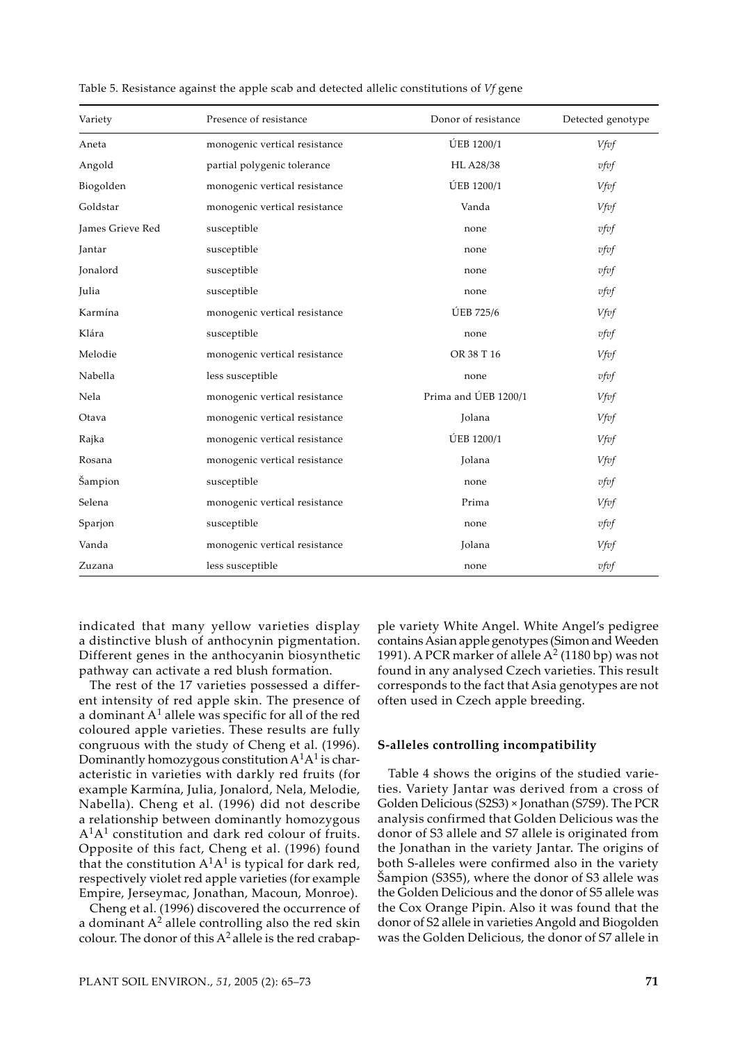Table 5. Resistance against the apple scab and detected allelic constitutions of *Vf* gene

| Variety | Presence of resistance | Donor of resistance | Detected genotype |
|---|---|---|---|
| Aneta | monogenic vertical resistance | ÚEB 1200/1 | *Vfvf* |
| Angold | partial polygenic tolerance | HL A28/38 | *vfvf* |
| Biogolden | monogenic vertical resistance | ÚEB 1200/1 | *Vfvf* |
| Goldstar | monogenic vertical resistance | Vanda | *Vfvf* |
| James Grieve Red | susceptible | none | *vfvf* |
| Jantar | susceptible | none | *vfvf* |
| Jonalord | susceptible | none | *vfvf* |
| Julia | susceptible | none | *vfvf* |
| Karmína | monogenic vertical resistance | ÚEB 725/6 | *Vfvf* |
| Klára | susceptible | none | *vfvf* |
| Melodie | monogenic vertical resistance | OR 38 T 16 | *Vfvf* |
| Nabella | less susceptible | none | *vfvf* |
| Nela | monogenic vertical resistance | Prima and ÚEB 1200/1 | *Vfvf* |
| Otava | monogenic vertical resistance | Jolana | *Vfvf* |
| Rajka | monogenic vertical resistance | ÚEB 1200/1 | *Vfvf* |
| Rosana | monogenic vertical resistance | Jolana | *Vfvf* |
| Šampion | susceptible | none | *vfvf* |
| Selena | monogenic vertical resistance | Prima | *Vfvf* |
| Sparjon | susceptible | none | *vfvf* |
| Vanda | monogenic vertical resistance | Jolana | *Vfvf* |
| Zuzana | less susceptible | none | *vfvf* |

indicated that many yellow varieties display a distinctive blush of anthocynin pigmentation. Different genes in the anthocyanin biosynthetic pathway can activate a red blush formation.

The rest of the 17 varieties possessed a different intensity of red apple skin. The presence of a dominant $A^1$ allele was specific for all of the red coloured apple varieties. These results are fully congruous with the study of Cheng et al. (1996). Dominantly homozygous constitution $A^1A^1$ is characteristic in varieties with darkly red fruits (for example Karmína, Julia, Jonalord, Nela, Melodie, Nabella). Cheng et al. (1996) did not describe a relationship between dominantly homozygous $A^1A^1$ constitution and dark red colour of fruits. Opposite of this fact, Cheng et al. (1996) found that the constitution $A^1A^1$ is typical for dark red, respectively violet red apple varieties (for example Empire, Jerseymac, Jonathan, Macoun, Monroe).

Cheng et al. (1996) discovered the occurrence of a dominant $A^2$ allele controlling also the red skin colour. The donor of this $A^2$ allele is the red crabapple variety White Angel. White Angel's pedigree contains Asian apple genotypes (Simon and Weeden 1991). A PCR marker of allele $A^2$ (1180 bp) was not found in any analysed Czech varieties. This result corresponds to the fact that Asia genotypes are not often used in Czech apple breeding.

### S-alleles controlling incompatibility

Table 4 shows the origins of the studied varieties. Variety Jantar was derived from a cross of Golden Delicious (S2S3) × Jonathan (S7S9). The PCR analysis confirmed that Golden Delicious was the donor of S3 allele and S7 allele is originated from the Jonathan in the variety Jantar. The origins of both S-alleles were confirmed also in the variety Šampion (S3S5), where the donor of S3 allele was the Golden Delicious and the donor of S5 allele was the Cox Orange Pipin. Also it was found that the donor of S2 allele in varieties Angold and Biogolden was the Golden Delicious, the donor of S7 allele in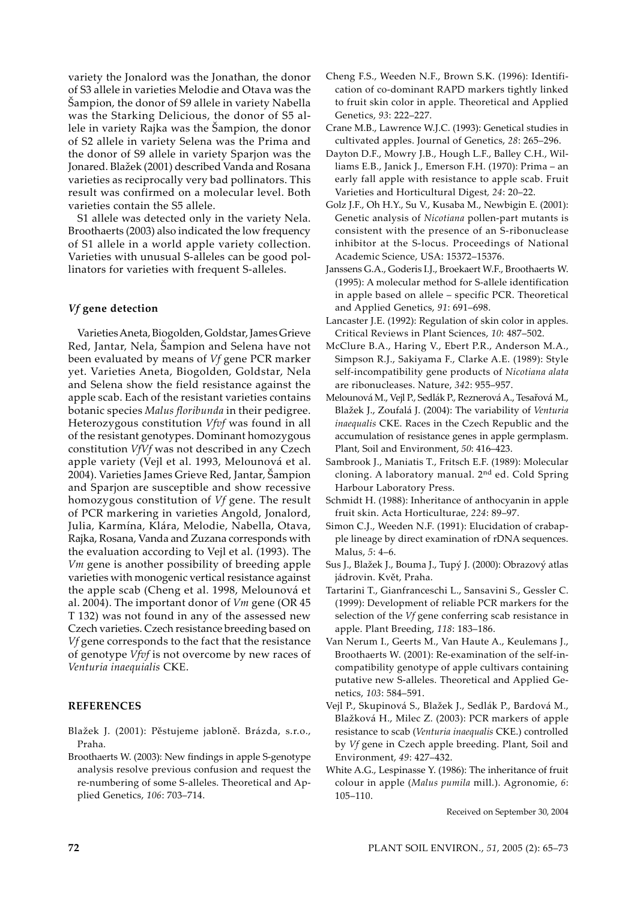variety the Jonalord was the Jonathan, the donor of S3 allele in varieties Melodie and Otava was the Šampion, the donor of S9 allele in variety Nabella was the Starking Delicious, the donor of S5 allele in variety Rajka was the Šampion, the donor of S2 allele in variety Selena was the Prima and the donor of S9 allele in variety Sparjon was the Jonared. Blažek (2001) described Vanda and Rosana varieties as reciprocally very bad pollinators. This result was confirmed on a molecular level. Both varieties contain the S5 allele.

S1 allele was detected only in the variety Nela. Broothaerts (2003) also indicated the low frequency of S1 allele in a world apple variety collection. Varieties with unusual S-alleles can be good pollinators for varieties with frequent S-alleles.

### *Vf* gene detection

Varieties Aneta, Biogolden, Goldstar, James Grieve Red, Jantar, Nela, Šampion and Selena have not been evaluated by means of *Vf* gene PCR marker yet. Varieties Aneta, Biogolden, Goldstar, Nela and Selena show the field resistance against the apple scab. Each of the resistant varieties contains botanic species *Malus floribunda* in their pedigree. Heterozygous constitution *Vfvf* was found in all of the resistant genotypes. Dominant homozygous constitution *VfVf* was not described in any Czech apple variety (Vejl et al. 1993, Melounová et al. 2004). Varieties James Grieve Red, Jantar, Šampion and Sparjon are susceptible and show recessive homozygous constitution of *Vf* gene. The result of PCR markering in varieties Angold, Jonalord, Julia, Karmína, Klára, Melodie, Nabella, Otava, Rajka, Rosana, Vanda and Zuzana corresponds with the evaluation according to Vejl et al. (1993). The *Vm* gene is another possibility of breeding apple varieties with monogenic vertical resistance against the apple scab (Cheng et al. 1998, Melounová et al. 2004). The important donor of *Vm* gene (OR 45 T 132) was not found in any of the assessed new Czech varieties. Czech resistance breeding based on *Vf* gene corresponds to the fact that the resistance of genotype *Vfvf* is not overcome by new races of *Venturia inaequialis* CKE.

## REFERENCES

Blažek J. (2001): Pěstujeme jabloně. Brázda, s.r.o., Praha.

Broothaerts W. (2003): New findings in apple S-genotype analysis resolve previous confusion and request the re-numbering of some S-alleles. Theoretical and Applied Genetics, *106*: 703–714.

Cheng F.S., Weeden N.F., Brown S.K. (1996): Identification of co-dominant RAPD markers tightly linked to fruit skin color in apple. Theoretical and Applied Genetics, *93*: 222–227.

Crane M.B., Lawrence W.J.C. (1993): Genetical studies in cultivated apples. Journal of Genetics, *28*: 265–296.

Dayton D.F., Mowry J.B., Hough L.F., Balley C.H., Williams E.B., Janick J., Emerson F.H. (1970): Prima – an early fall apple with resistance to apple scab. Fruit Varieties and Horticultural Digest, *24*: 20–22.

Golz J.F., Oh H.Y., Su V., Kusaba M., Newbigin E. (2001): Genetic analysis of *Nicotiana* pollen-part mutants is consistent with the presence of an S-ribonuclease inhibitor at the S-locus. Proceedings of National Academic Science, USA: 15372–15376.

Janssens G.A., Goderis I.J., Broekaert W.F., Broothaerts W. (1995): A molecular method for S-allele identification in apple based on allele – specific PCR. Theoretical and Applied Genetics, *91*: 691–698.

Lancaster J.E. (1992): Regulation of skin color in apples. Critical Reviews in Plant Sciences, *10*: 487–502.

McClure B.A., Haring V., Ebert P.R., Anderson M.A., Simpson R.J., Sakiyama F., Clarke A.E. (1989): Style self-incompatibility gene products of *Nicotiana alata* are ribonucleases. Nature, *342*: 955–957.

Melounová M., Vejl P., Sedlák P., Reznerová A., Tesařová M., Blažek J., Zoufalá J. (2004): The variability of *Venturia inaequalis* CKE. Races in the Czech Republic and the accumulation of resistance genes in apple germplasm. Plant, Soil and Environment, *50*: 416–423.

Sambrook J., Maniatis T., Fritsch E.F. (1989): Molecular cloning. A laboratory manual. 2nd ed. Cold Spring Harbour Laboratory Press.

Schmidt H. (1988): Inheritance of anthocyanin in apple fruit skin. Acta Horticulturae, *224*: 89–97.

Simon C.J., Weeden N.F. (1991): Elucidation of crabapple lineage by direct examination of rDNA sequences. Malus, *5*: 4–6.

Sus J., Blažek J., Bouma J., Tupý J. (2000): Obrazový atlas jádrovin. Květ, Praha.

Tartarini T., Gianfranceschi L., Sansavini S., Gessler C. (1999): Development of reliable PCR markers for the selection of the *Vf* gene conferring scab resistance in apple. Plant Breeding, *118*: 183–186.

Van Nerum I., Geerts M., Van Haute A., Keulemans J., Broothaerts W. (2001): Re-examination of the self-incompatibility genotype of apple cultivars containing putative new S-alleles. Theoretical and Applied Genetics, *103*: 584–591.

Vejl P., Skupinová S., Blažek J., Sedlák P., Bardová M., Blažková H., Milec Z. (2003): PCR markers of apple resistance to scab (*Venturia inaequalis* CKE.) controlled by *Vf* gene in Czech apple breeding. Plant, Soil and Environment, *49*: 427–432.

White A.G., Lespinasse Y. (1986): The inheritance of fruit colour in apple (*Malus pumila* mill.). Agronomie, *6*: 105–110.

Received on September 30, 2004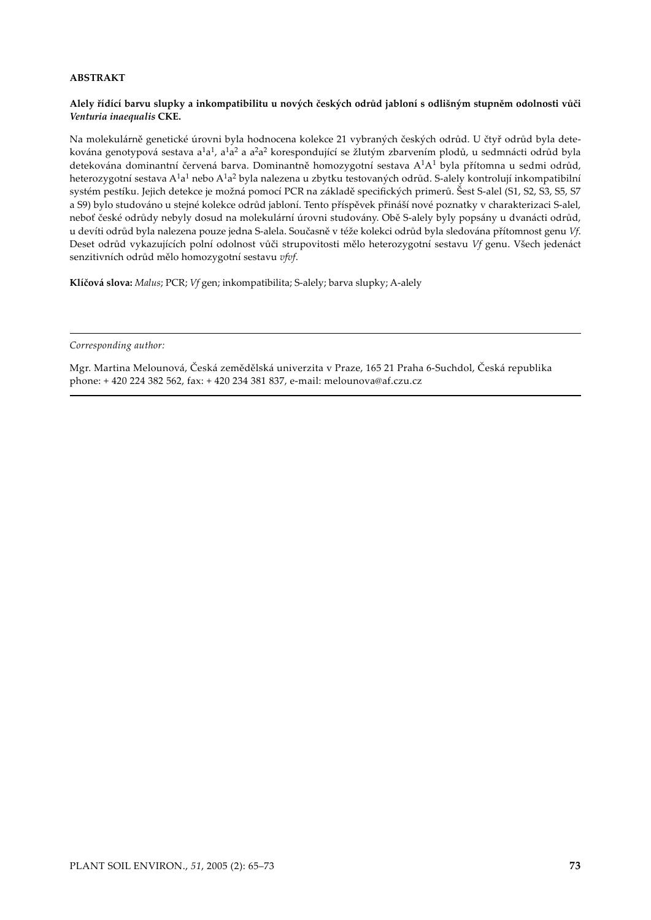**ABSTRAKT**

**Alely řídící barvu slupky a inkompatibilitu u nových českých odrůd jabloní s odlišným stupněm odolnosti vůči *Venturia inaequalis* CKE.**

Na molekulárně genetické úrovni byla hodnocena kolekce 21 vybraných českých odrůd. U čtyř odrůd byla detekována genotypová sestava $a^1a^1$, $a^1a^2$ a $a^2a^2$ korespondující se žlutým zbarvením plodů, u sedmnácti odrůd byla detekována dominantní červená barva. Dominantně homozygotní sestava $A^1A^1$ byla přítomna u sedmi odrůd, heterozygotní sestava $A^1a^1$ nebo $A^1a^2$ byla nalezena u zbytku testovaných odrůd. S-alely kontrolují inkompatibilní systém pestíku. Jejich detekce je možná pomocí PCR na základě specifických primerů. Šest S-alel (S1, S2, S3, S5, S7 a S9) bylo studováno u stejné kolekce odrůd jabloní. Tento příspěvek přináší nové poznatky v charakterizaci S-alel, neboť české odrůdy nebyly dosud na molekulární úrovni studovány. Obě S-alely byly popsány u dvanácti odrůd, u devíti odrůd byla nalezena pouze jedna S-alela. Současně v téže kolekci odrůd byla sledována přítomnost genu *Vf*. Deset odrůd vykazujících polní odolnost vůči strupovitosti mělo heterozygotní sestavu *Vf* genu. Všech jedenáct senzitivních odrůd mělo homozygotní sestavu *vfvf*.

**Klíčová slova:** *Malus*; PCR; *Vf* gen; inkompatibilita; S-alely; barva slupky; A-alely

---

*Corresponding author:*

Mgr. Martina Melounová, Česká zemědělská univerzita v Praze, 165 21 Praha 6-Suchdol, Česká republika
phone: + 420 224 382 562, fax: + 420 234 381 837, e-mail: melounova@af.czu.cz